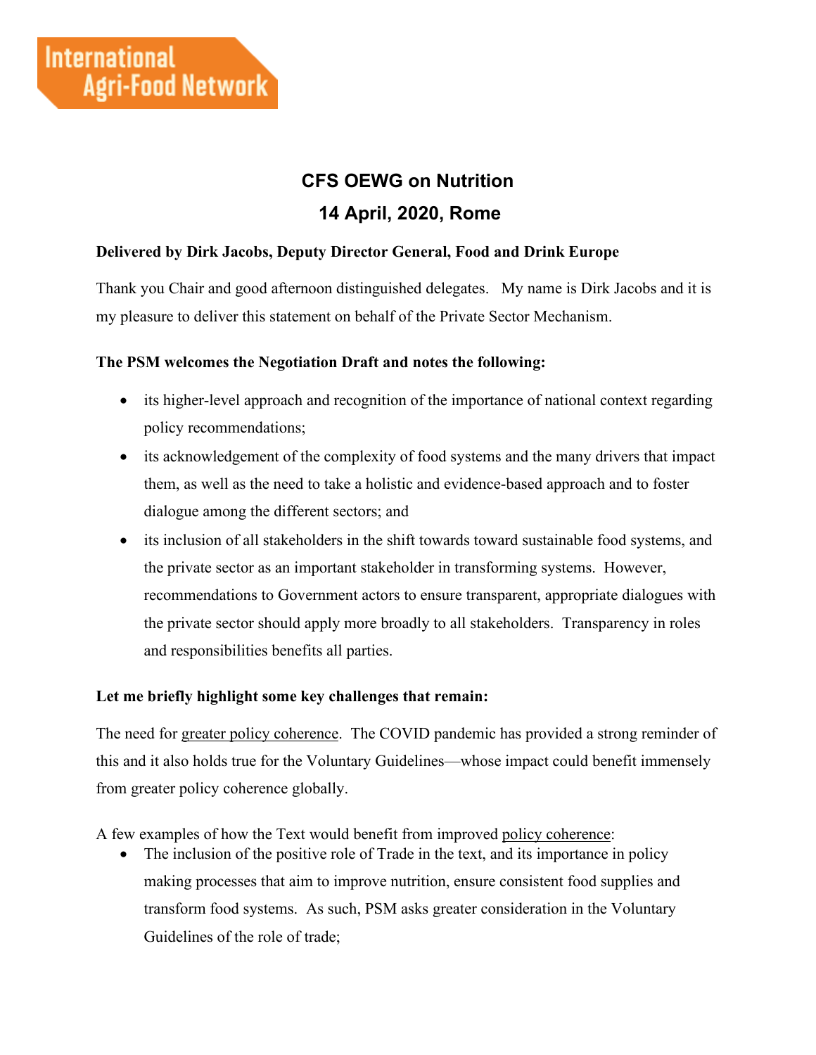International Agri-Food Network

# CFS OEWG on Nutrition

## 14 April, 2020, Rome

**Delivered by Dirk Jacobs, Deputy Director General, Food and Drink Europe**

Thank you Chair and good afternoon distinguished delegates. My name is Dirk Jacobs and it is my pleasure to deliver this statement on behalf of the Private Sector Mechanism.

**The PSM welcomes the Negotiation Draft and notes the following:**

- its higher-level approach and recognition of the importance of national context regarding policy recommendations;
- its acknowledgement of the complexity of food systems and the many drivers that impact them, as well as the need to take a holistic and evidence-based approach and to foster dialogue among the different sectors; and
- its inclusion of all stakeholders in the shift towards toward sustainable food systems, and the private sector as an important stakeholder in transforming systems. However, recommendations to Government actors to ensure transparent, appropriate dialogues with the private sector should apply more broadly to all stakeholders. Transparency in roles and responsibilities benefits all parties.

**Let me briefly highlight some key challenges that remain:**

The need for <u>greater policy coherence</u>. The COVID pandemic has provided a strong reminder of this and it also holds true for the Voluntary Guidelines—whose impact could benefit immensely from greater policy coherence globally.

A few examples of how the Text would benefit from improved <u>policy coherence</u>:

- The inclusion of the positive role of Trade in the text, and its importance in policy making processes that aim to improve nutrition, ensure consistent food supplies and transform food systems. As such, PSM asks greater consideration in the Voluntary Guidelines of the role of trade;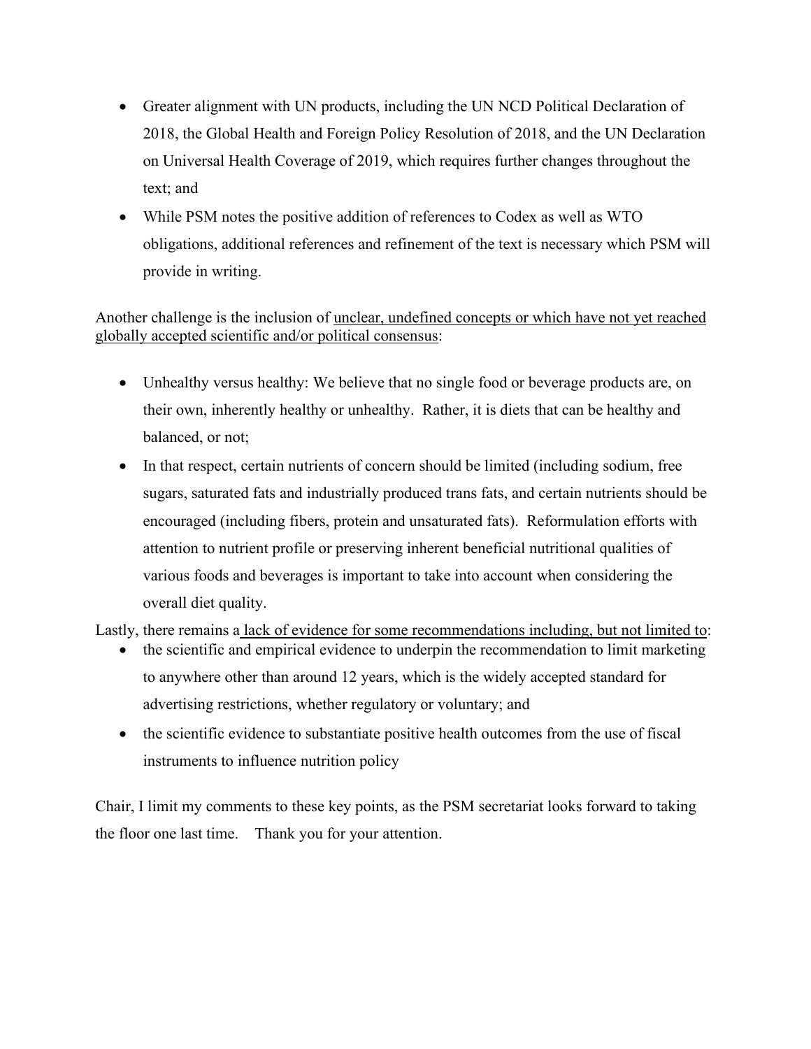- Greater alignment with UN products, including the UN NCD Political Declaration of 2018, the Global Health and Foreign Policy Resolution of 2018, and the UN Declaration on Universal Health Coverage of 2019, which requires further changes throughout the text; and
- While PSM notes the positive addition of references to Codex as well as WTO obligations, additional references and refinement of the text is necessary which PSM will provide in writing.

Another challenge is the inclusion of <u>unclear, undefined concepts or which have not yet reached globally accepted scientific and/or political consensus</u>:

- Unhealthy versus healthy: We believe that no single food or beverage products are, on their own, inherently healthy or unhealthy. Rather, it is diets that can be healthy and balanced, or not;
- In that respect, certain nutrients of concern should be limited (including sodium, free sugars, saturated fats and industrially produced trans fats, and certain nutrients should be encouraged (including fibers, protein and unsaturated fats). Reformulation efforts with attention to nutrient profile or preserving inherent beneficial nutritional qualities of various foods and beverages is important to take into account when considering the overall diet quality.

Lastly, there remains a <u>lack of evidence for some recommendations including, but not limited to</u>:

- the scientific and empirical evidence to underpin the recommendation to limit marketing to anywhere other than around 12 years, which is the widely accepted standard for advertising restrictions, whether regulatory or voluntary; and
- the scientific evidence to substantiate positive health outcomes from the use of fiscal instruments to influence nutrition policy

Chair, I limit my comments to these key points, as the PSM secretariat looks forward to taking the floor one last time. Thank you for your attention.